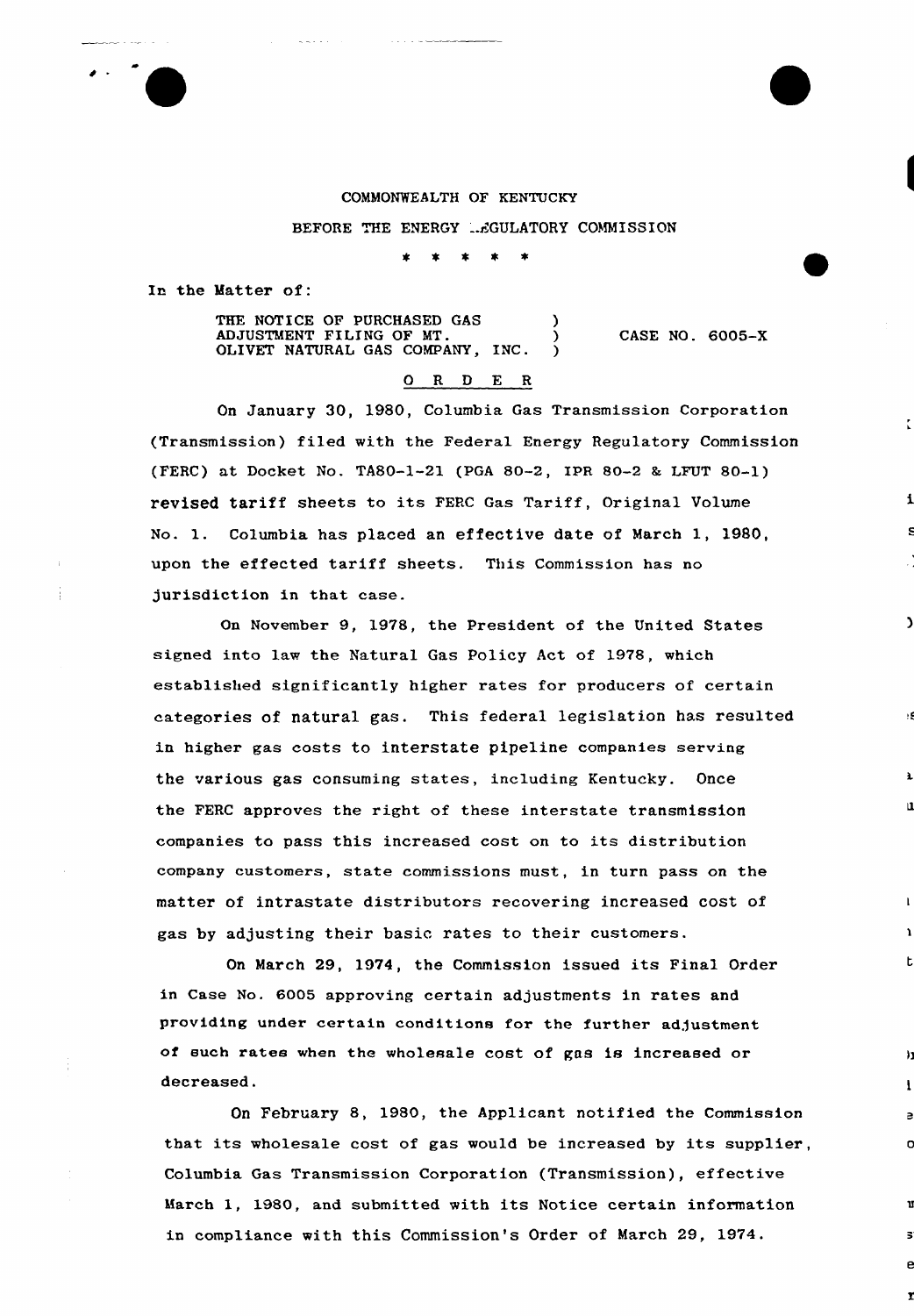COMMONWEALTH OF KENTUCKY

BEFORE THE ENERGY REGULATORY COMMISSION

\* \* \* \* \*

In the Matter of:

THE NOTICE OF PURCHASED GAS ADJUSTMENT FILING OF MT. OLIVET NATURAL GAS COMPANY, INC. ) CASE NO. 6005-X

O R D E R

On January 30, 1980, Columbia Gas Transmission Corporation (Transmission) filed with the Federal Energy Regulatory Commission (FERC) at Docket No. TA80-1-21 (PGA 80-2, IPR 80-2 & LFUT 80-1) revised tariff sheets to its FERC Gas Tariff, Original Volume No. 1. Columbia has placed an effective date of March 1, 1980, upon the effected tariff sheets. This Commission has no jurisdiction in that case.

On November 9, 1978, the President of the United States signed into law the Natural Gas Policy Act of 1978, which established significantly higher rates for producers of certain categories of natural gas. This federal legislation has resulted in higher gas costs to interstate pipeline companies serving the various gas consuming states, including Kentucky. Once the FERC approves the right of these interstate transmission companies to pass this increased cost on to its distribution company customers, state commissions must, in turn pass on the matter of intrastate distributors recovering increased cost of gas by adjusting their basic rates to their customers.

On March 29, 1974, the Commission issued its Final Order in Case No. 6005 approving certain adjustments in rates and providing under certain conditions for the further adjustment of such rates when the wholesale cost of gas is increased or decreased.

On February 8, 1980, the Applicant notified the Commission that its wholesale cost of gas would be increased by its supplier, Columbia Gas Transmission Corporation (Transmission), effective March 1, 1980, and submitted with its Notice certain information in compliance with this Commission's Order of March 29, 1974.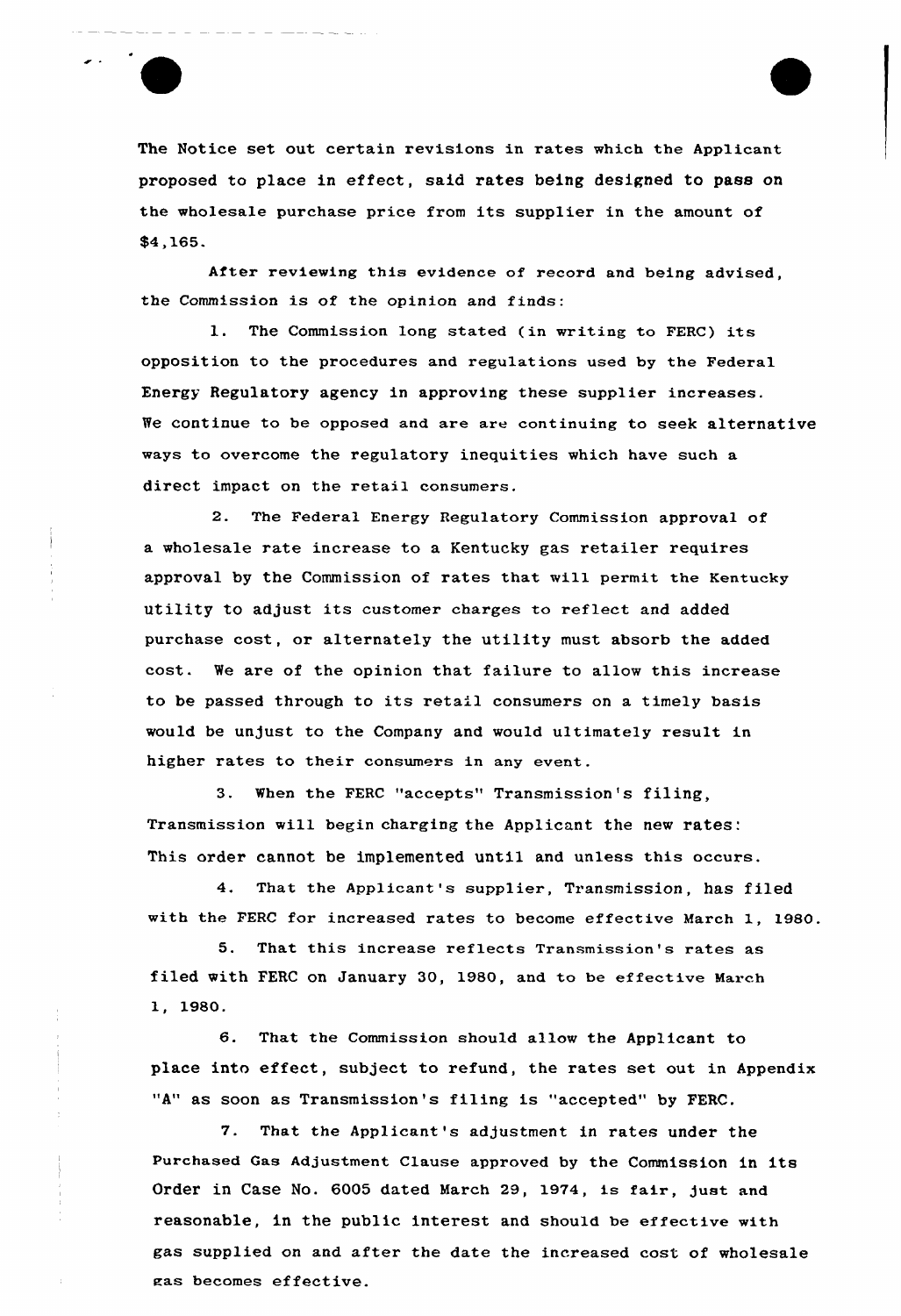The Notice set out certain revisions in rates which the Applicant proposed to place in effect, said rates being designed to pass on the wholesale purchase price from its supplier in the amount of $4,165.

After reviewing this evidence of record and being advised, the Commission is of the opinion and finds:

1. The Commission long stated (in writing to FERC) its opposition to the procedures and regulations used by the Federal Energy Regulatory agency in approving these supplier increases. We continue to be opposed and are are continuing to seek alternative ways to overcome the regulatory inequities which have such a direct impact on the retail consumers.

2. The Federal Energy Regulatory Commission approval of a wholesale rate increase to a Kentucky gas retailer requires approval by the Commission of rates that will permit the Kentucky utility to adjust its customer charges to reflect and added purchase cost, or alternately the utility must absorb the added cost. We are of the opinion that failure to allow this increase to be passed through to its retail consumers on a timely basis would be unjust to the Company and would ultimately result in higher rates to their consumers in any event.

3. When the FERC "accepts" Transmission's filing, Transmission will begin charging the Applicant the new rates: This order cannot be implemented until and unless this occurs.

4. That the Applicant's supplier, Transmission, has filed with the FERC for increased rates to become effective March 1, 1980.

5. That this increase reflects Transmission's rates as filed with FERC on January 30, 1980, and to be effective March 1, 1980.

6. That the Commission should allow the Applicant to place into effect, subject to refund, the rates set out in Appendix "A" as soon as Transmission's filing is "accepted" by FERC.

7. That the Applicant's adjustment in rates under the Purchased Gas Adjustment Clause approved by the Commission in its Order in Case No. 6005 dated March 29, 1974, is fair, just and reasonable, in the public interest and should be effective with gas supplied on and after the date the increased cost of wholesale gas becomes effective.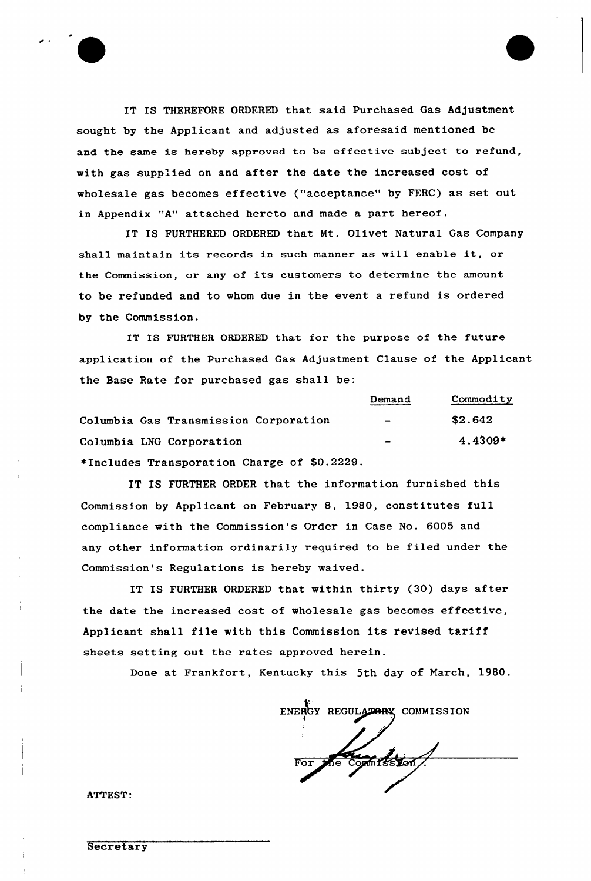IT IS THEREFORE ORDERED that said Purchased Gas Adjustment sought by the Applicant and adjusted as aforesaid mentioned be and the same is hereby approved to be effective subject to refund, with gas supplied on and after the date the increased cost of wholesale gas becomes effective ("acceptance" by FERC) as set out in Appendix "A" attached hereto and made a part hereof.

IT IS FURTHERED ORDERED that Mt. Olivet Natural Gas Company shall maintain its records in such manner as will enable it, or the Commission, or any of its customers to determine the amount to be refunded and to whom due in the event a refund is ordered by the Commission.

IT IS FURTHER ORDERED that for the purpose of the future application of the Purchased Gas Adjustment Clause of the Applicant the Base Rate for purchased gas shall be:

| | Demand | Commodity |
|---|---|---|
| Columbia Gas Transmission Corporation | - | $2.642 |
| Columbia LNG Corporation | - | 4.4309* |

*Includes Transporation Charge of $0.2229.

IT IS FURTHER ORDER that the information furnished this Commission by Applicant on February 8, 1980, constitutes full compliance with the Commission's Order in Case No. 6005 and any other information ordinarily required to be filed under the Commission's Regulations is hereby waived.

IT IS FURTHER ORDERED that within thirty (30) days after the date the increased cost of wholesale gas becomes effective, Applicant shall file with this Commission its revised tariff sheets setting out the rates approved herein.

Done at Frankfort, Kentucky this 5th day of March, 1980.

ENERGY REGULATORY COMMISSION

For the Commission

ATTEST:

Secretary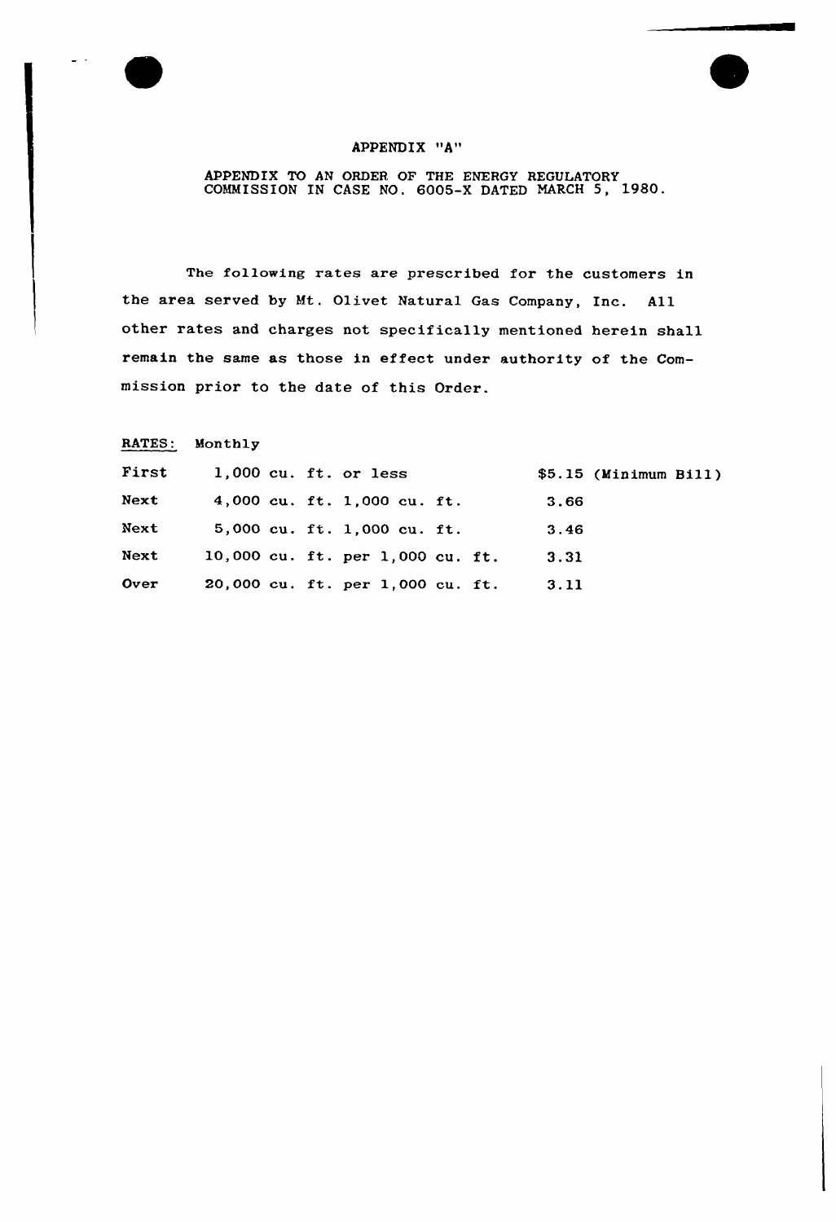APPENDIX "A"

APPENDIX TO AN ORDER OF THE ENERGY REGULATORY COMMISSION IN CASE NO. 6005-X DATED MARCH 5, 1980.

The following rates are prescribed for the customers in the area served by Mt. Olivet Natural Gas Company, Inc. All other rates and charges not specifically mentioned herein shall remain the same as those in effect under authority of the Commission prior to the date of this Order.

RATES: Monthly

| | | |
|---|---|---|
| First | 1,000 cu. ft. or less | $5.15 (Minimum Bill) |
| Next | 4,000 cu. ft. 1,000 cu. ft. | 3.66 |
| Next | 5,000 cu. ft. 1,000 cu. ft. | 3.46 |
| Next | 10,000 cu. ft. per 1,000 cu. ft. | 3.31 |
| Over | 20,000 cu. ft. per 1,000 cu. ft. | 3.11 |